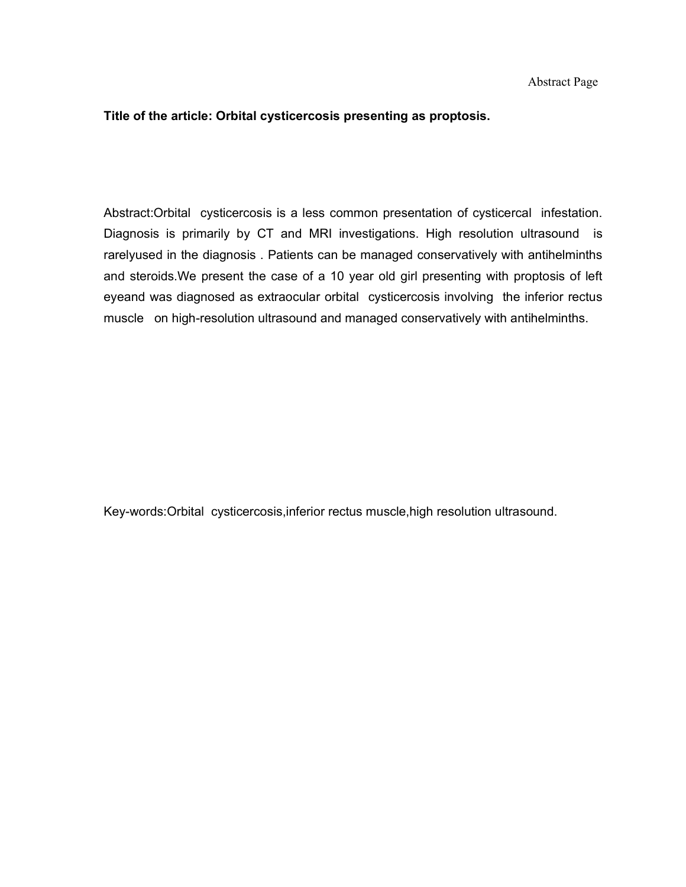Abstract Page

**Title of the article: Orbital cysticercosis presenting as proptosis.**

Abstract:Orbital cysticercosis is a less common presentation of cysticercal infestation. Diagnosis is primarily by CT and MRI investigations. High resolution ultrasound is rarelyused in the diagnosis . Patients can be managed conservatively with antihelminths and steroids.We present the case of a 10 year old girl presenting with proptosis of left eyeand was diagnosed as extraocular orbital cysticercosis involving the inferior rectus muscle on high-resolution ultrasound and managed conservatively with antihelminths.

Key-words:Orbital cysticercosis,inferior rectus muscle,high resolution ultrasound.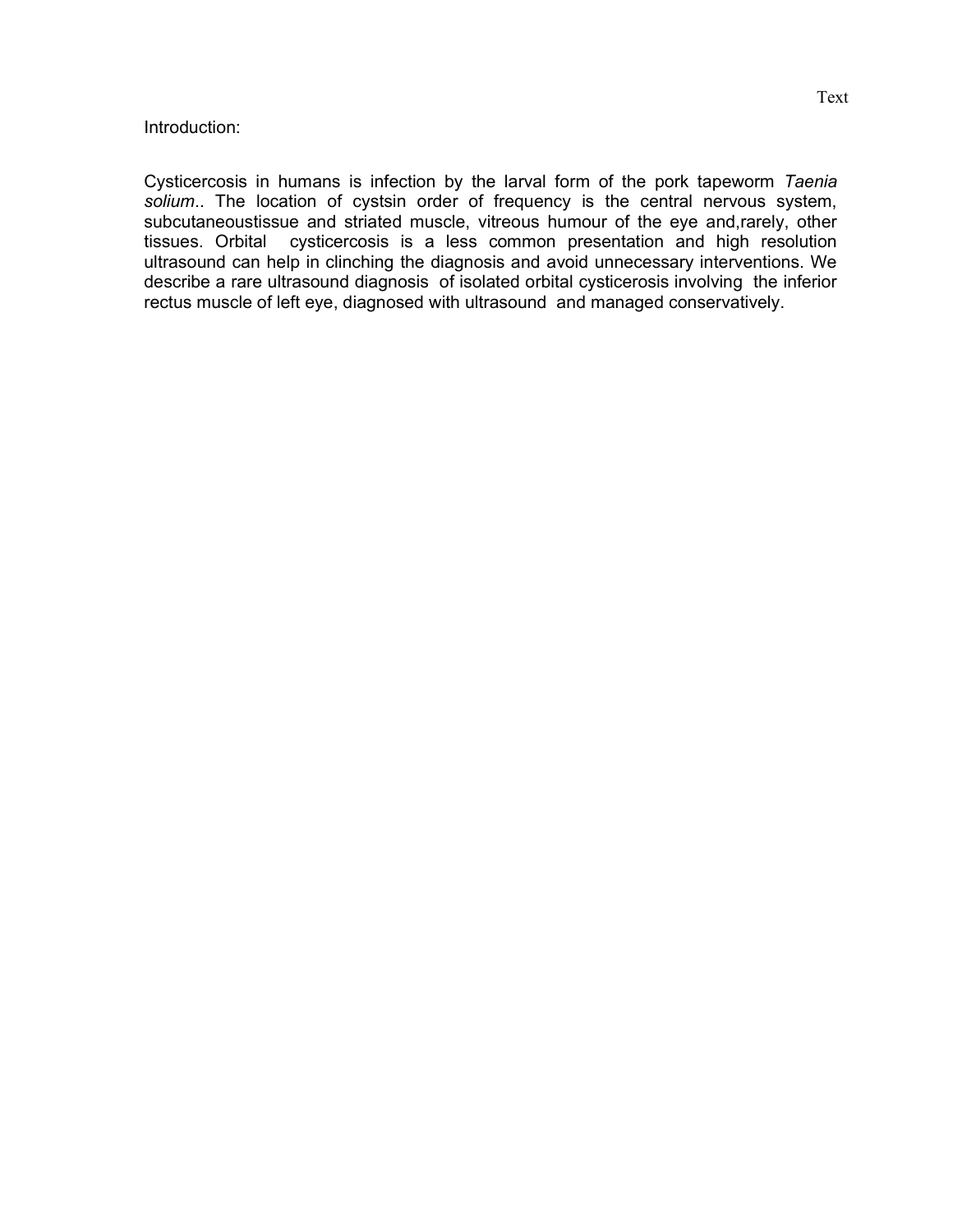Text

Introduction:

Cysticercosis in humans is infection by the larval form of the pork tapeworm *Taenia solium*.. The location of cystsin order of frequency is the central nervous system, subcutaneoustissue and striated muscle, vitreous humour of the eye and,rarely, other tissues. Orbital cysticercosis is a less common presentation and high resolution ultrasound can help in clinching the diagnosis and avoid unnecessary interventions. We describe a rare ultrasound diagnosis of isolated orbital cysticerosis involving the inferior rectus muscle of left eye, diagnosed with ultrasound and managed conservatively.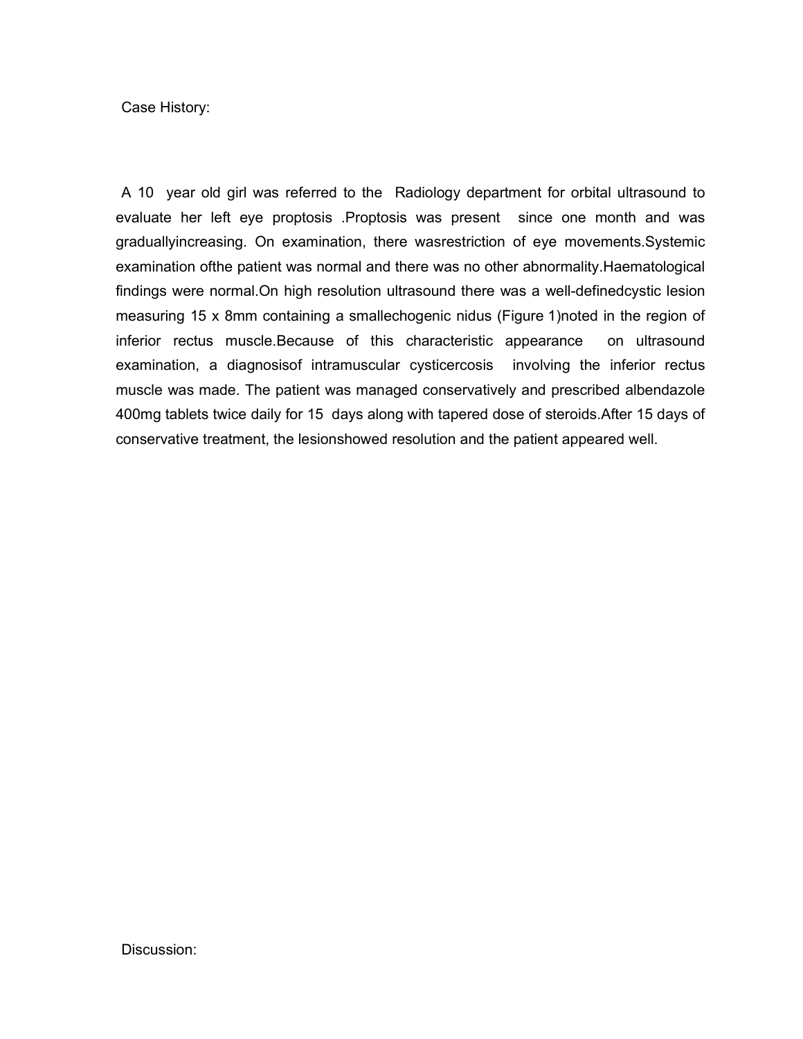Case History:

A 10 year old girl was referred to the Radiology department for orbital ultrasound to evaluate her left eye proptosis .Proptosis was present since one month and was graduallyincreasing. On examination, there wasrestriction of eye movements.Systemic examination ofthe patient was normal and there was no other abnormality.Haematological findings were normal.On high resolution ultrasound there was a well-definedcystic lesion measuring 15 x 8mm containing a smallechogenic nidus (Figure 1)noted in the region of inferior rectus muscle.Because of this characteristic appearance on ultrasound examination, a diagnosisof intramuscular cysticercosis involving the inferior rectus muscle was made. The patient was managed conservatively and prescribed albendazole 400mg tablets twice daily for 15 days along with tapered dose of steroids.After 15 days of conservative treatment, the lesionshowed resolution and the patient appeared well.

Discussion: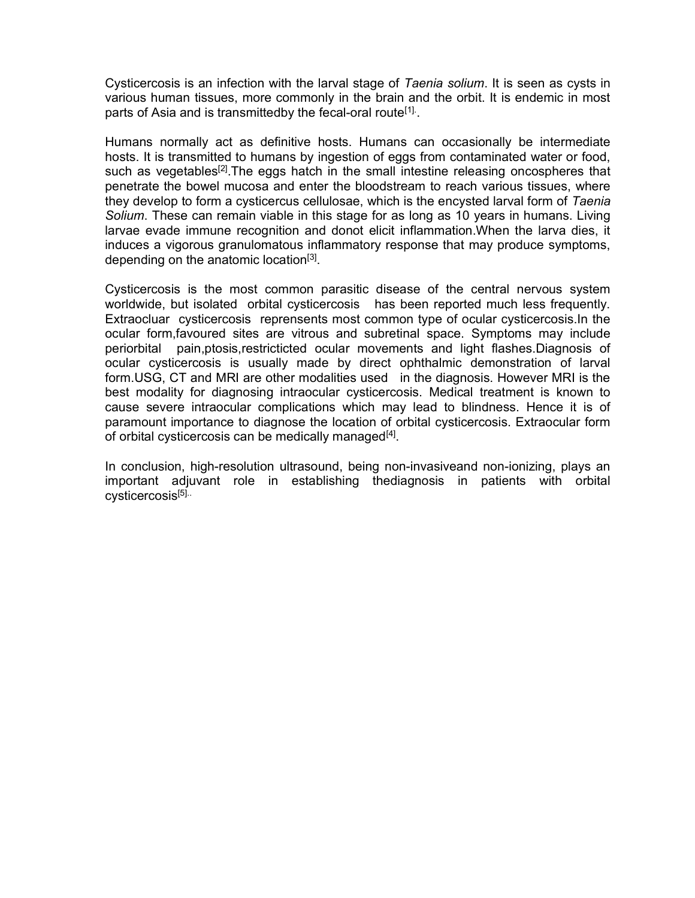Cysticercosis is an infection with the larval stage of *Taenia solium*. It is seen as cysts in various human tissues, more commonly in the brain and the orbit. It is endemic in most parts of Asia and is transmittedby the fecal-oral route[1]..

Humans normally act as definitive hosts. Humans can occasionally be intermediate hosts. It is transmitted to humans by ingestion of eggs from contaminated water or food, such as vegetables[2].The eggs hatch in the small intestine releasing oncospheres that penetrate the bowel mucosa and enter the bloodstream to reach various tissues, where they develop to form a cysticercus cellulosae, which is the encysted larval form of *Taenia Solium*. These can remain viable in this stage for as long as 10 years in humans. Living larvae evade immune recognition and donot elicit inflammation.When the larva dies, it induces a vigorous granulomatous inflammatory response that may produce symptoms, depending on the anatomic location[3].

Cysticercosis is the most common parasitic disease of the central nervous system worldwide, but isolated orbital cysticercosis has been reported much less frequently. Extraocluar cysticercosis reprensents most common type of ocular cysticercosis.In the ocular form,favoured sites are vitrous and subretinal space. Symptoms may include periorbital pain,ptosis,restricticted ocular movements and light flashes.Diagnosis of ocular cysticercosis is usually made by direct ophthalmic demonstration of larval form.USG, CT and MRI are other modalities used in the diagnosis. However MRI is the best modality for diagnosing intraocular cysticercosis. Medical treatment is known to cause severe intraocular complications which may lead to blindness. Hence it is of paramount importance to diagnose the location of orbital cysticercosis. Extraocular form of orbital cysticercosis can be medically managed[4].

In conclusion, high-resolution ultrasound, being non-invasiveand non-ionizing, plays an important adjuvant role in establishing thediagnosis in patients with orbital cysticercosis[5]..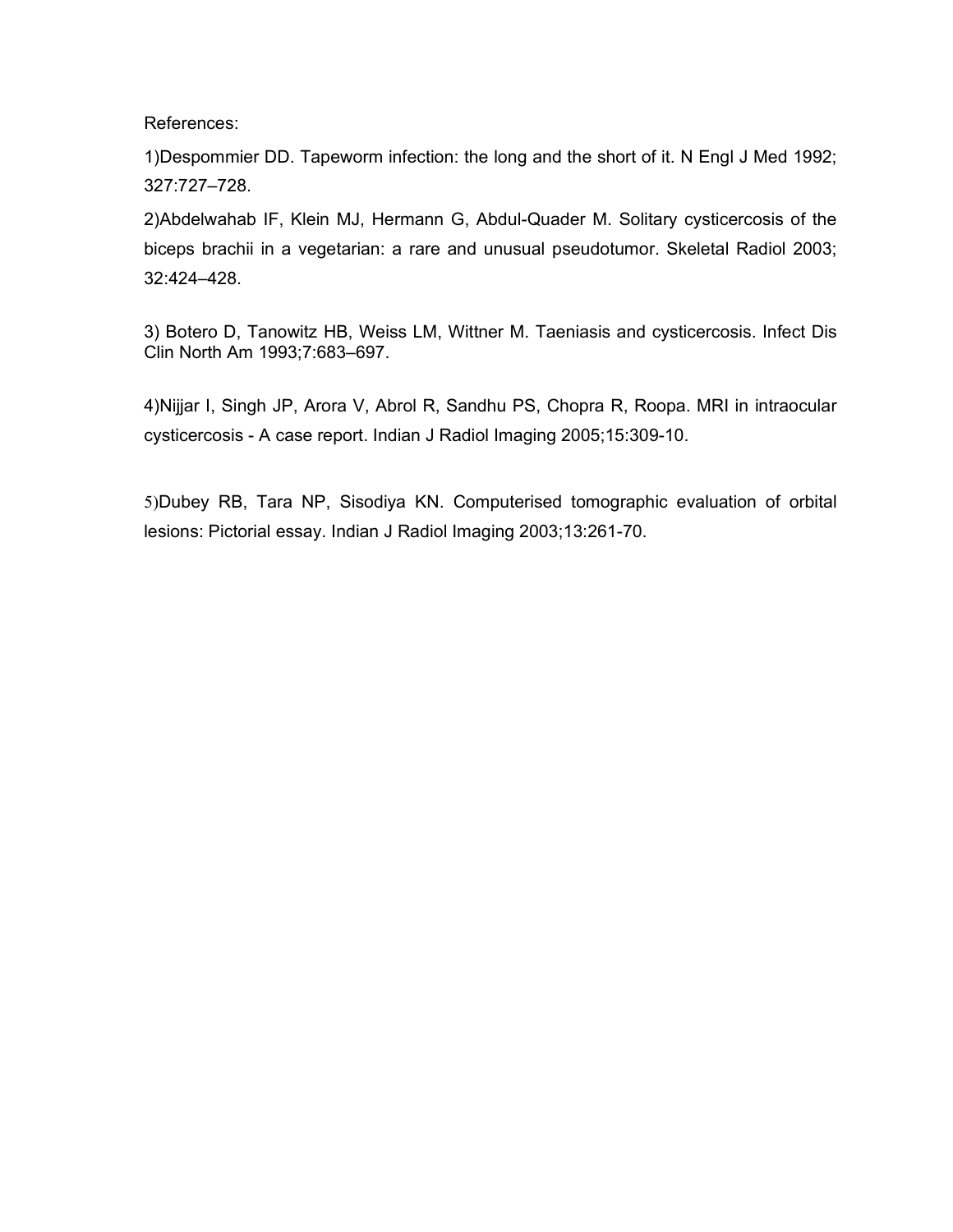References:

1)Despommier DD. Tapeworm infection: the long and the short of it. N Engl J Med 1992; 327:727–728.

2)Abdelwahab IF, Klein MJ, Hermann G, Abdul-Quader M. Solitary cysticercosis of the biceps brachii in a vegetarian: a rare and unusual pseudotumor. Skeletal Radiol 2003; 32:424–428.

3) Botero D, Tanowitz HB, Weiss LM, Wittner M. Taeniasis and cysticercosis. Infect Dis Clin North Am 1993;7:683–697.

4)Nijjar I, Singh JP, Arora V, Abrol R, Sandhu PS, Chopra R, Roopa. MRI in intraocular cysticercosis - A case report. Indian J Radiol Imaging 2005;15:309-10.

5)Dubey RB, Tara NP, Sisodiya KN. Computerised tomographic evaluation of orbital lesions: Pictorial essay. Indian J Radiol Imaging 2003;13:261-70.